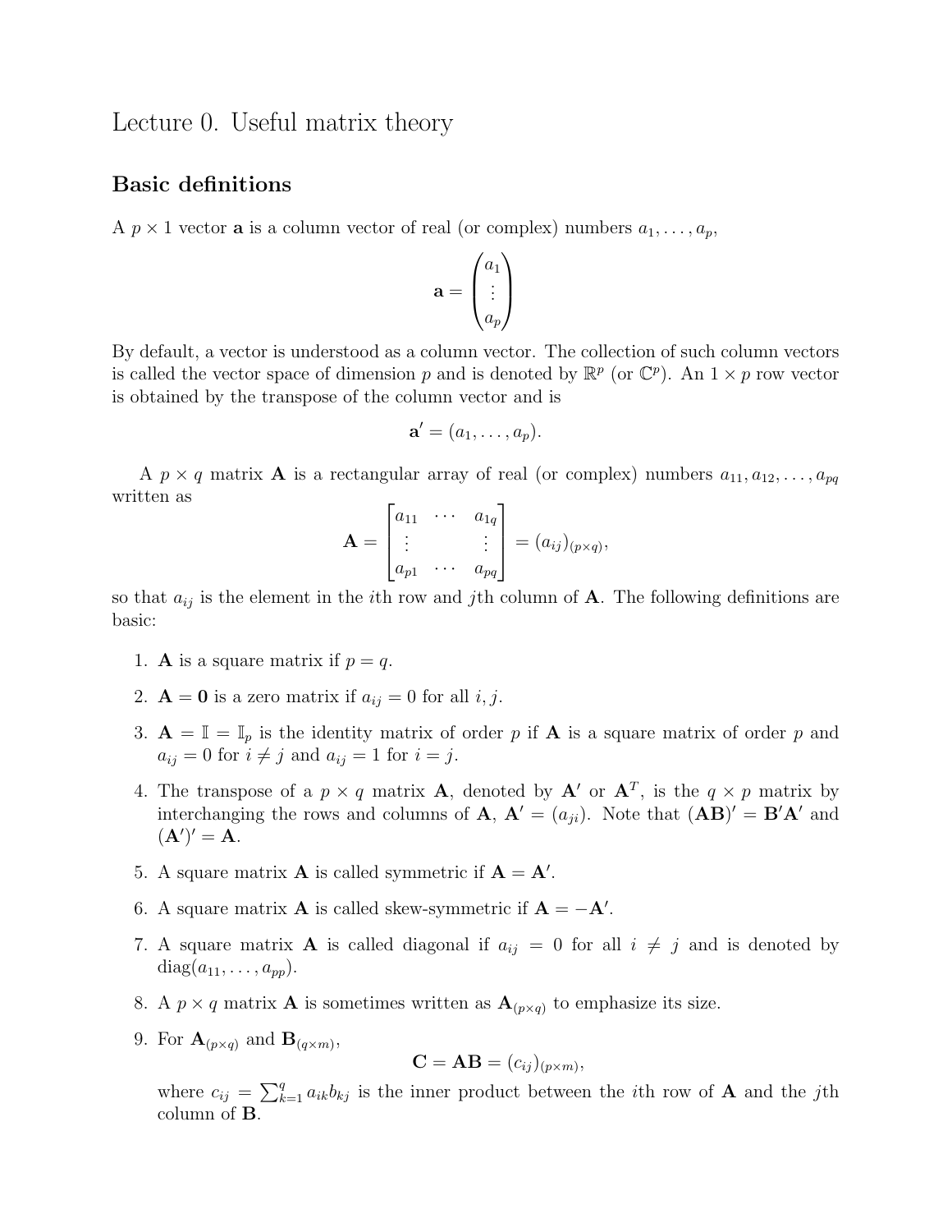# Lecture 0. Useful matrix theory

## Basic definitions

A $p \times 1$ vector $\mathbf{a}$ is a column vector of real (or complex) numbers $a_1, \ldots, a_p$,

$$\mathbf{a} = \begin{pmatrix} a_1 \\ \vdots \\ a_p \end{pmatrix}$$

By default, a vector is understood as a column vector. The collection of such column vectors is called the vector space of dimension $p$ and is denoted by $\mathbb{R}^p$ (or $\mathbb{C}^p$). An $1 \times p$ row vector is obtained by the transpose of the column vector and is

$$\mathbf{a}' = (a_1, \ldots, a_p).$$

A $p \times q$ matrix $\mathbf{A}$ is a rectangular array of real (or complex) numbers $a_{11}, a_{12}, \ldots, a_{pq}$ written as

$$\mathbf{A} = \begin{bmatrix} a_{11} & \cdots & a_{1q} \\ \vdots & & \vdots \\ a_{p1} & \cdots & a_{pq} \end{bmatrix} = (a_{ij})_{(p \times q)},$$

so that $a_{ij}$ is the element in the $i$th row and $j$th column of $\mathbf{A}$. The following definitions are basic:

1. $\mathbf{A}$ is a square matrix if $p = q$.
2. $\mathbf{A} = \mathbf{0}$ is a zero matrix if $a_{ij} = 0$ for all $i, j$.
3. $\mathbf{A} = \mathbb{I} = \mathbb{I}_p$ is the identity matrix of order $p$ if $\mathbf{A}$ is a square matrix of order $p$ and $a_{ij} = 0$ for $i \neq j$ and $a_{ij} = 1$ for $i = j$.
4. The transpose of a $p \times q$ matrix $\mathbf{A}$, denoted by $\mathbf{A}'$ or $\mathbf{A}^T$, is the $q \times p$ matrix by interchanging the rows and columns of $\mathbf{A}$, $\mathbf{A}' = (a_{ji})$. Note that $(\mathbf{AB})' = \mathbf{B}'\mathbf{A}'$ and $(\mathbf{A}')' = \mathbf{A}$.
5. A square matrix $\mathbf{A}$ is called symmetric if $\mathbf{A} = \mathbf{A}'$.
6. A square matrix $\mathbf{A}$ is called skew-symmetric if $\mathbf{A} = -\mathbf{A}'$.
7. A square matrix $\mathbf{A}$ is called diagonal if $a_{ij} = 0$ for all $i \neq j$ and is denoted by $\mathrm{diag}(a_{11}, \ldots, a_{pp})$.
8. A $p \times q$ matrix $\mathbf{A}$ is sometimes written as $\mathbf{A}_{(p \times q)}$ to emphasize its size.
9. For $\mathbf{A}_{(p \times q)}$ and $\mathbf{B}_{(q \times m)}$,

   $$\mathbf{C} = \mathbf{AB} = (c_{ij})_{(p \times m)},$$

   where $c_{ij} = \sum_{k=1}^{q} a_{ik} b_{kj}$ is the inner product between the $i$th row of $\mathbf{A}$ and the $j$th column of $\mathbf{B}$.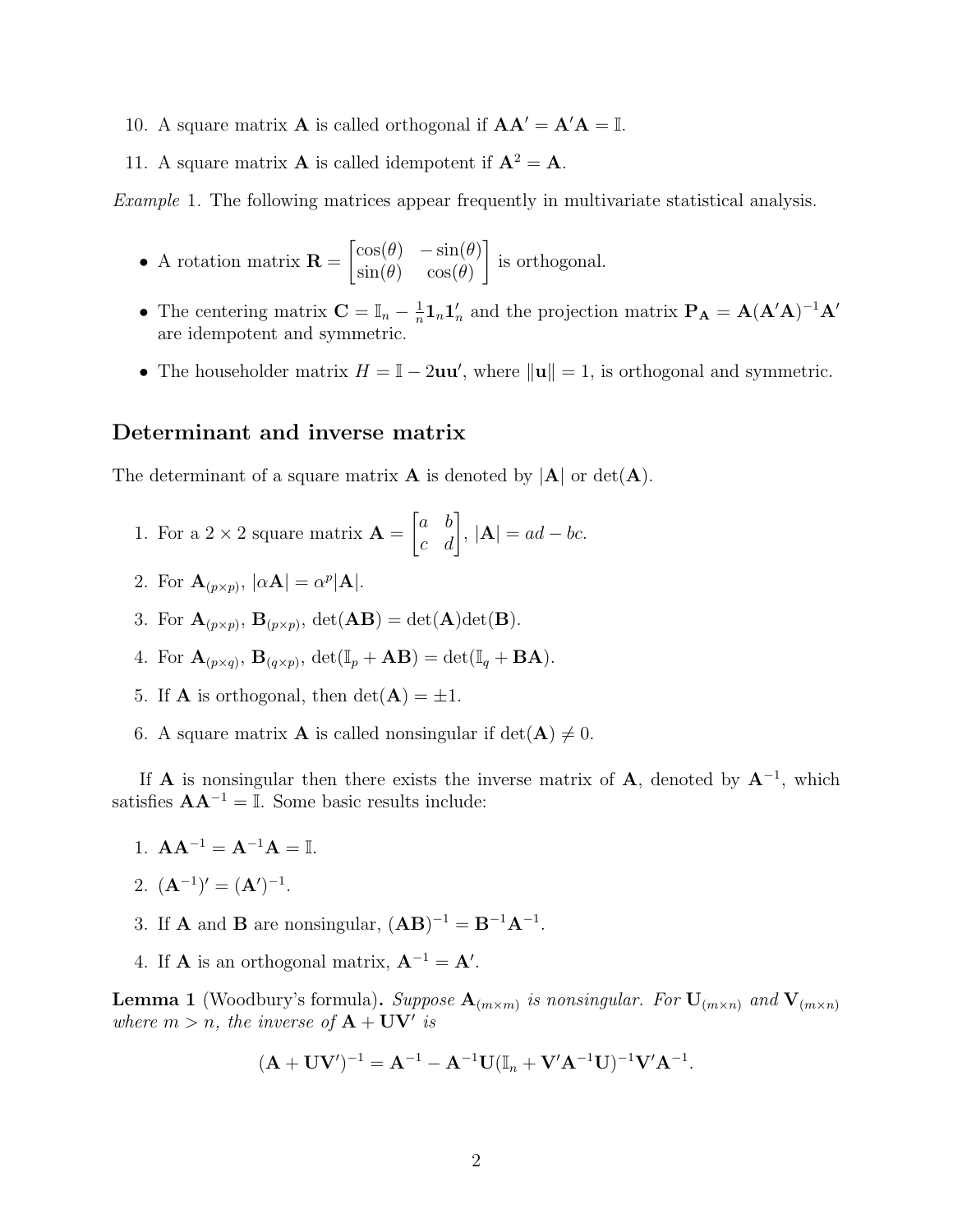10. A square matrix $\mathbf{A}$ is called orthogonal if $\mathbf{AA}' = \mathbf{A}'\mathbf{A} = \mathbb{I}$.

11. A square matrix $\mathbf{A}$ is called idempotent if $\mathbf{A}^2 = \mathbf{A}$.

*Example* 1. The following matrices appear frequently in multivariate statistical analysis.

- A rotation matrix $\mathbf{R} = \begin{bmatrix} \cos(\theta) & -\sin(\theta) \\ \sin(\theta) & \cos(\theta) \end{bmatrix}$ is orthogonal.

- The centering matrix $\mathbf{C} = \mathbb{I}_n - \frac{1}{n}\mathbf{1}_n\mathbf{1}_n'$ and the projection matrix $\mathbf{P_A} = \mathbf{A}(\mathbf{A}'\mathbf{A})^{-1}\mathbf{A}'$ are idempotent and symmetric.

- The householder matrix $H = \mathbb{I} - 2\mathbf{uu}'$, where $\|\mathbf{u}\| = 1$, is orthogonal and symmetric.

## Determinant and inverse matrix

The determinant of a square matrix $\mathbf{A}$ is denoted by $|\mathbf{A}|$ or $\det(\mathbf{A})$.

1. For a $2 \times 2$ square matrix $\mathbf{A} = \begin{bmatrix} a & b \\ c & d \end{bmatrix}$, $|\mathbf{A}| = ad - bc$.

2. For $\mathbf{A}_{(p\times p)}$, $|\alpha\mathbf{A}| = \alpha^p|\mathbf{A}|$.

3. For $\mathbf{A}_{(p\times p)}$, $\mathbf{B}_{(p\times p)}$, $\det(\mathbf{AB}) = \det(\mathbf{A})\det(\mathbf{B})$.

4. For $\mathbf{A}_{(p\times q)}$, $\mathbf{B}_{(q\times p)}$, $\det(\mathbb{I}_p + \mathbf{AB}) = \det(\mathbb{I}_q + \mathbf{BA})$.

5. If $\mathbf{A}$ is orthogonal, then $\det(\mathbf{A}) = \pm 1$.

6. A square matrix $\mathbf{A}$ is called nonsingular if $\det(\mathbf{A}) \neq 0$.

If $\mathbf{A}$ is nonsingular then there exists the inverse matrix of $\mathbf{A}$, denoted by $\mathbf{A}^{-1}$, which satisfies $\mathbf{AA}^{-1} = \mathbb{I}$. Some basic results include:

1. $\mathbf{AA}^{-1} = \mathbf{A}^{-1}\mathbf{A} = \mathbb{I}$.

2. $(\mathbf{A}^{-1})' = (\mathbf{A}')^{-1}$.

3. If $\mathbf{A}$ and $\mathbf{B}$ are nonsingular, $(\mathbf{AB})^{-1} = \mathbf{B}^{-1}\mathbf{A}^{-1}$.

4. If $\mathbf{A}$ is an orthogonal matrix, $\mathbf{A}^{-1} = \mathbf{A}'$.

**Lemma 1** (Woodbury's formula)**.** *Suppose $\mathbf{A}_{(m\times m)}$ is nonsingular. For $\mathbf{U}_{(m\times n)}$ and $\mathbf{V}_{(m\times n)}$ where $m > n$, the inverse of $\mathbf{A} + \mathbf{UV}'$ is*

$$(\mathbf{A} + \mathbf{UV}')^{-1} = \mathbf{A}^{-1} - \mathbf{A}^{-1}\mathbf{U}(\mathbb{I}_n + \mathbf{V}'\mathbf{A}^{-1}\mathbf{U})^{-1}\mathbf{V}'\mathbf{A}^{-1}.$$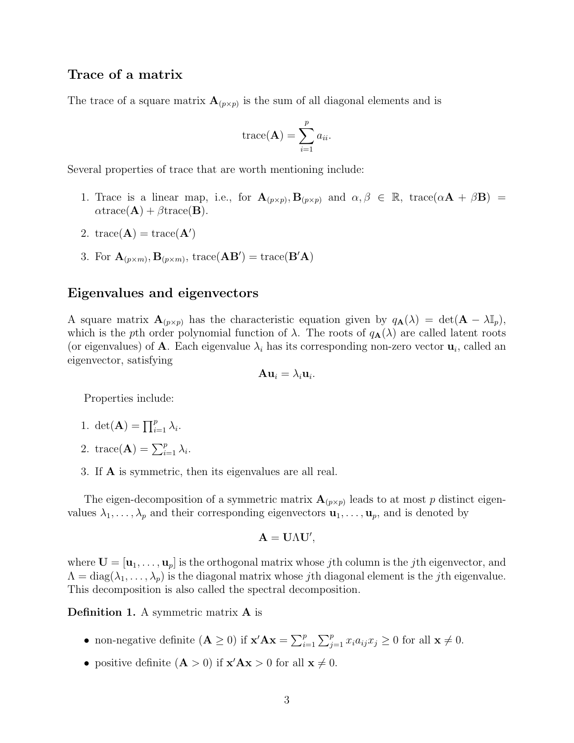## Trace of a matrix

The trace of a square matrix $\mathbf{A}_{(p\times p)}$ is the sum of all diagonal elements and is

$$\text{trace}(\mathbf{A}) = \sum_{i=1}^{p} a_{ii}.$$

Several properties of trace that are worth mentioning include:

1. Trace is a linear map, i.e., for $\mathbf{A}_{(p\times p)}, \mathbf{B}_{(p\times p)}$ and $\alpha, \beta \in \mathbb{R}$, $\text{trace}(\alpha\mathbf{A} + \beta\mathbf{B}) = \alpha\text{trace}(\mathbf{A}) + \beta\text{trace}(\mathbf{B})$.
2. $\text{trace}(\mathbf{A}) = \text{trace}(\mathbf{A}')$
3. For $\mathbf{A}_{(p\times m)}, \mathbf{B}_{(p\times m)}$, $\text{trace}(\mathbf{A}\mathbf{B}') = \text{trace}(\mathbf{B}'\mathbf{A})$

## Eigenvalues and eigenvectors

A square matrix $\mathbf{A}_{(p\times p)}$ has the characteristic equation given by $q_{\mathbf{A}}(\lambda) = \det(\mathbf{A} - \lambda\mathbb{I}_p)$, which is the $p$th order polynomial function of $\lambda$. The roots of $q_{\mathbf{A}}(\lambda)$ are called latent roots (or eigenvalues) of $\mathbf{A}$. Each eigenvalue $\lambda_i$ has its corresponding non-zero vector $\mathbf{u}_i$, called an eigenvector, satisfying

$$\mathbf{A}\mathbf{u}_i = \lambda_i\mathbf{u}_i.$$

Properties include:

1. $\det(\mathbf{A}) = \prod_{i=1}^{p} \lambda_i$.
2. $\text{trace}(\mathbf{A}) = \sum_{i=1}^{p} \lambda_i$.
3. If $\mathbf{A}$ is symmetric, then its eigenvalues are all real.

The eigen-decomposition of a symmetric matrix $\mathbf{A}_{(p\times p)}$ leads to at most $p$ distinct eigenvalues $\lambda_1, \ldots, \lambda_p$ and their corresponding eigenvectors $\mathbf{u}_1, \ldots, \mathbf{u}_p$, and is denoted by

$$\mathbf{A} = \mathbf{U}\Lambda\mathbf{U}',$$

where $\mathbf{U} = [\mathbf{u}_1, \ldots, \mathbf{u}_p]$ is the orthogonal matrix whose $j$th column is the $j$th eigenvector, and $\Lambda = \text{diag}(\lambda_1, \ldots, \lambda_p)$ is the diagonal matrix whose $j$th diagonal element is the $j$th eigenvalue. This decomposition is also called the spectral decomposition.

**Definition 1.** A symmetric matrix $\mathbf{A}$ is

- non-negative definite ($\mathbf{A} \geq 0$) if $\mathbf{x}'\mathbf{A}\mathbf{x} = \sum_{i=1}^{p}\sum_{j=1}^{p} x_i a_{ij} x_j \geq 0$ for all $\mathbf{x} \neq 0$.
- positive definite ($\mathbf{A} > 0$) if $\mathbf{x}'\mathbf{A}\mathbf{x} > 0$ for all $\mathbf{x} \neq 0$.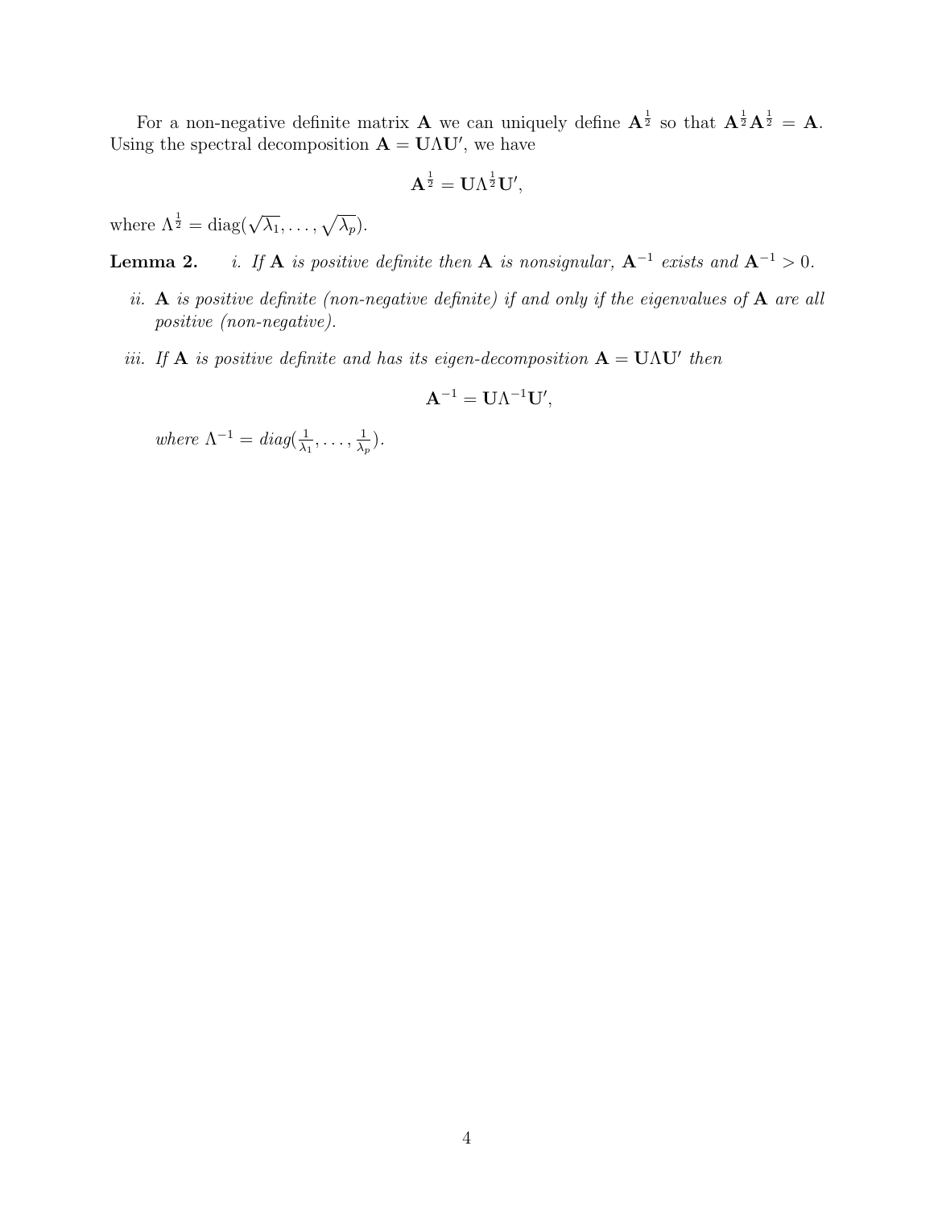For a non-negative definite matrix $\mathbf{A}$ we can uniquely define $\mathbf{A}^{\frac{1}{2}}$ so that $\mathbf{A}^{\frac{1}{2}}\mathbf{A}^{\frac{1}{2}} = \mathbf{A}$. Using the spectral decomposition $\mathbf{A} = \mathbf{U}\Lambda\mathbf{U}'$, we have

$$\mathbf{A}^{\frac{1}{2}} = \mathbf{U}\Lambda^{\frac{1}{2}}\mathbf{U}',$$

where $\Lambda^{\frac{1}{2}} = \text{diag}(\sqrt{\lambda_1}, \ldots, \sqrt{\lambda_p})$.

**Lemma 2.** *i. If $\mathbf{A}$ is positive definite then $\mathbf{A}$ is nonsingular, $\mathbf{A}^{-1}$ exists and $\mathbf{A}^{-1} > 0$.*

*ii. $\mathbf{A}$ is positive definite (non-negative definite) if and only if the eigenvalues of $\mathbf{A}$ are all positive (non-negative).*

*iii. If $\mathbf{A}$ is positive definite and has its eigen-decomposition $\mathbf{A} = \mathbf{U}\Lambda\mathbf{U}'$ then*

$$\mathbf{A}^{-1} = \mathbf{U}\Lambda^{-1}\mathbf{U}',$$

*where $\Lambda^{-1} = diag(\frac{1}{\lambda_1}, \ldots, \frac{1}{\lambda_p})$.*